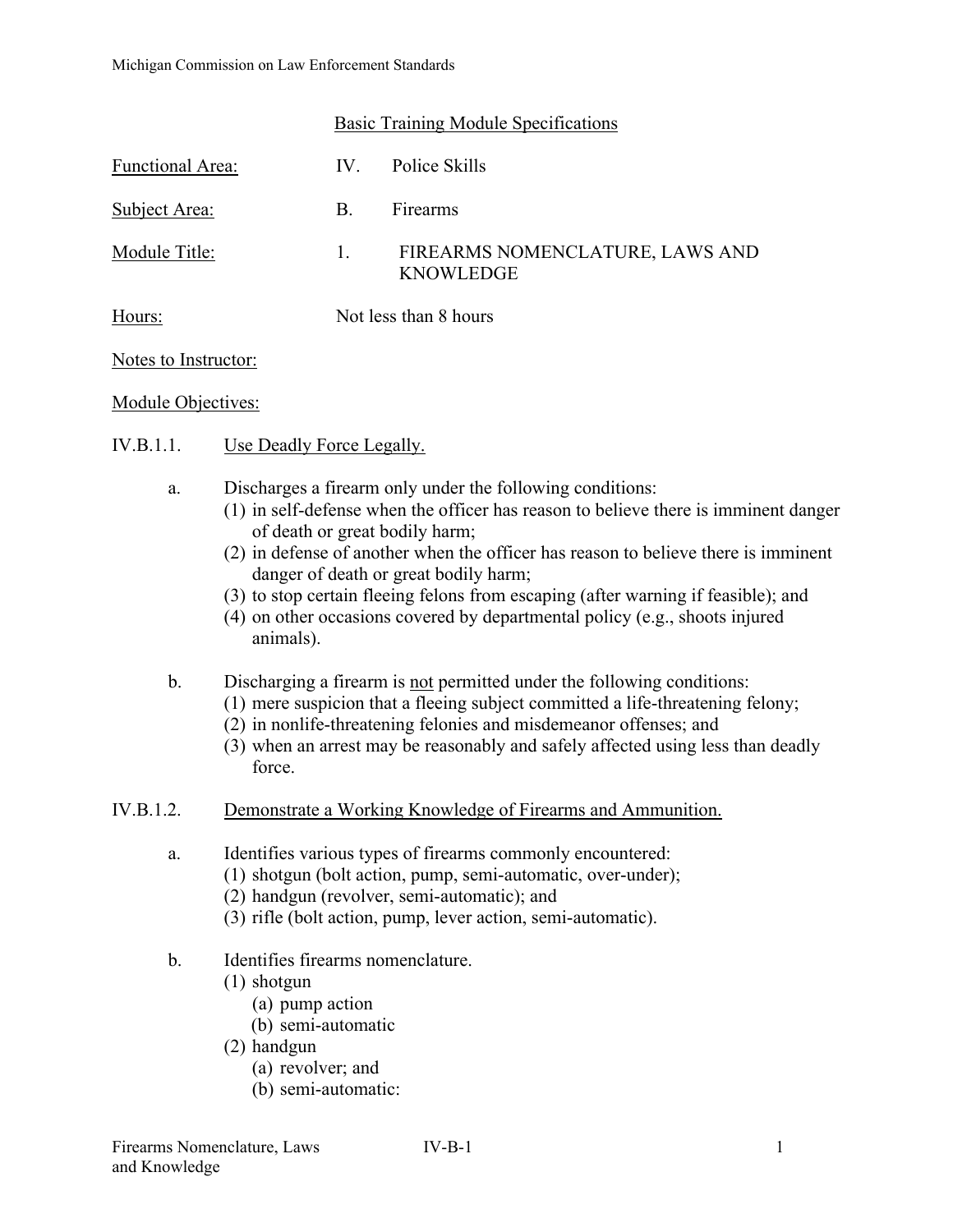Michigan Commission on Law Enforcement Standards

## Basic Training Module Specifications

Functional Area: IV. Police Skills

Subject Area: B. Firearms

Module Title: 1. FIREARMS NOMENCLATURE, LAWS AND KNOWLEDGE

Hours: Not less than 8 hours

Notes to Instructor:

Module Objectives:

IV.B.1.1. Use Deadly Force Legally.

a. Discharges a firearm only under the following conditions:
   (1) in self-defense when the officer has reason to believe there is imminent danger of death or great bodily harm;
   (2) in defense of another when the officer has reason to believe there is imminent danger of death or great bodily harm;
   (3) to stop certain fleeing felons from escaping (after warning if feasible); and
   (4) on other occasions covered by departmental policy (e.g., shoots injured animals).

b. Discharging a firearm is not permitted under the following conditions:
   (1) mere suspicion that a fleeing subject committed a life-threatening felony;
   (2) in nonlife-threatening felonies and misdemeanor offenses; and
   (3) when an arrest may be reasonably and safely affected using less than deadly force.

IV.B.1.2. Demonstrate a Working Knowledge of Firearms and Ammunition.

a. Identifies various types of firearms commonly encountered:
   (1) shotgun (bolt action, pump, semi-automatic, over-under);
   (2) handgun (revolver, semi-automatic); and
   (3) rifle (bolt action, pump, lever action, semi-automatic).

b. Identifies firearms nomenclature.
   (1) shotgun
      (a) pump action
      (b) semi-automatic
   (2) handgun
      (a) revolver; and
      (b) semi-automatic: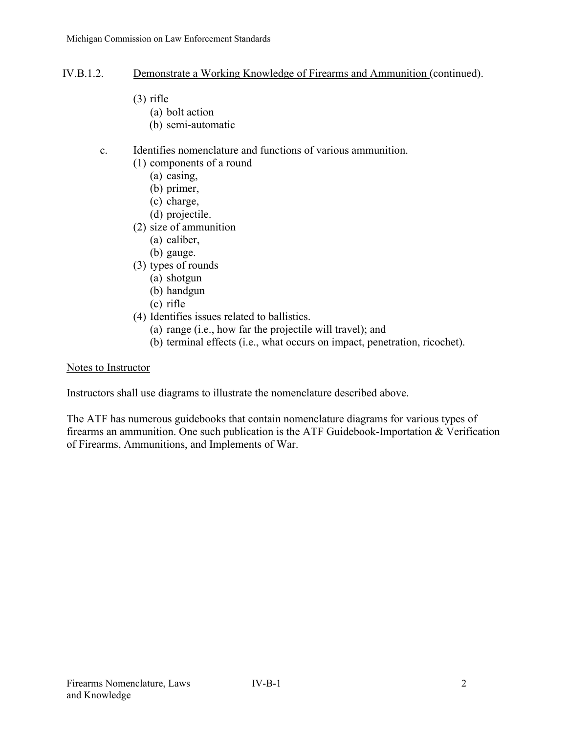IV.B.1.2. Demonstrate a Working Knowledge of Firearms and Ammunition (continued).

(3) rifle
  (a) bolt action
  (b) semi-automatic

c. Identifies nomenclature and functions of various ammunition.
  (1) components of a round
    (a) casing,
    (b) primer,
    (c) charge,
    (d) projectile.
  (2) size of ammunition
    (a) caliber,
    (b) gauge.
  (3) types of rounds
    (a) shotgun
    (b) handgun
    (c) rifle
  (4) Identifies issues related to ballistics.
    (a) range (i.e., how far the projectile will travel); and
    (b) terminal effects (i.e., what occurs on impact, penetration, ricochet).

Notes to Instructor

Instructors shall use diagrams to illustrate the nomenclature described above.

The ATF has numerous guidebooks that contain nomenclature diagrams for various types of firearms an ammunition. One such publication is the ATF Guidebook-Importation & Verification of Firearms, Ammunitions, and Implements of War.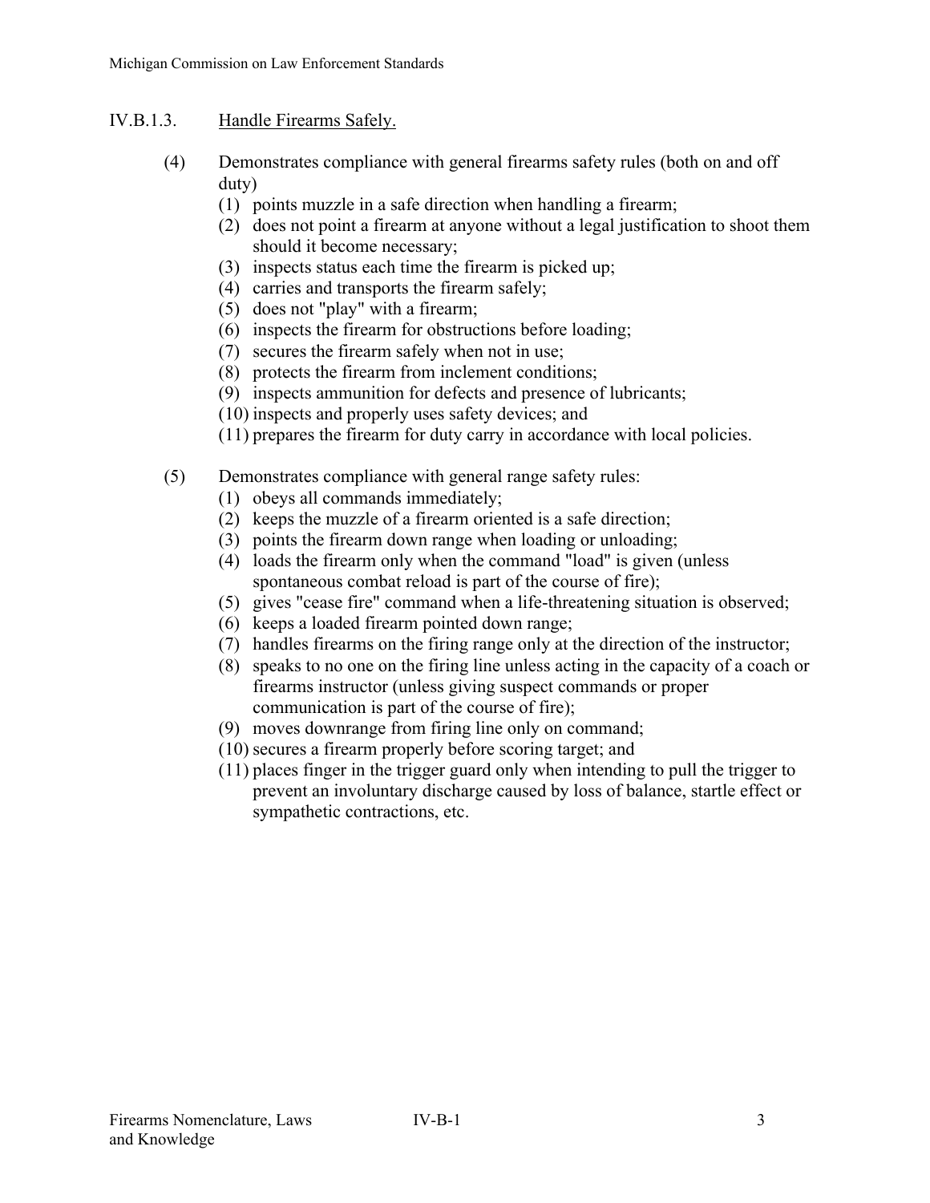## IV.B.1.3. Handle Firearms Safely.

(4) Demonstrates compliance with general firearms safety rules (both on and off duty)

- (1) points muzzle in a safe direction when handling a firearm;
- (2) does not point a firearm at anyone without a legal justification to shoot them should it become necessary;
- (3) inspects status each time the firearm is picked up;
- (4) carries and transports the firearm safely;
- (5) does not "play" with a firearm;
- (6) inspects the firearm for obstructions before loading;
- (7) secures the firearm safely when not in use;
- (8) protects the firearm from inclement conditions;
- (9) inspects ammunition for defects and presence of lubricants;
- (10) inspects and properly uses safety devices; and
- (11) prepares the firearm for duty carry in accordance with local policies.

(5) Demonstrates compliance with general range safety rules:

- (1) obeys all commands immediately;
- (2) keeps the muzzle of a firearm oriented is a safe direction;
- (3) points the firearm down range when loading or unloading;
- (4) loads the firearm only when the command "load" is given (unless spontaneous combat reload is part of the course of fire);
- (5) gives "cease fire" command when a life-threatening situation is observed;
- (6) keeps a loaded firearm pointed down range;
- (7) handles firearms on the firing range only at the direction of the instructor;
- (8) speaks to no one on the firing line unless acting in the capacity of a coach or firearms instructor (unless giving suspect commands or proper communication is part of the course of fire);
- (9) moves downrange from firing line only on command;
- (10) secures a firearm properly before scoring target; and
- (11) places finger in the trigger guard only when intending to pull the trigger to prevent an involuntary discharge caused by loss of balance, startle effect or sympathetic contractions, etc.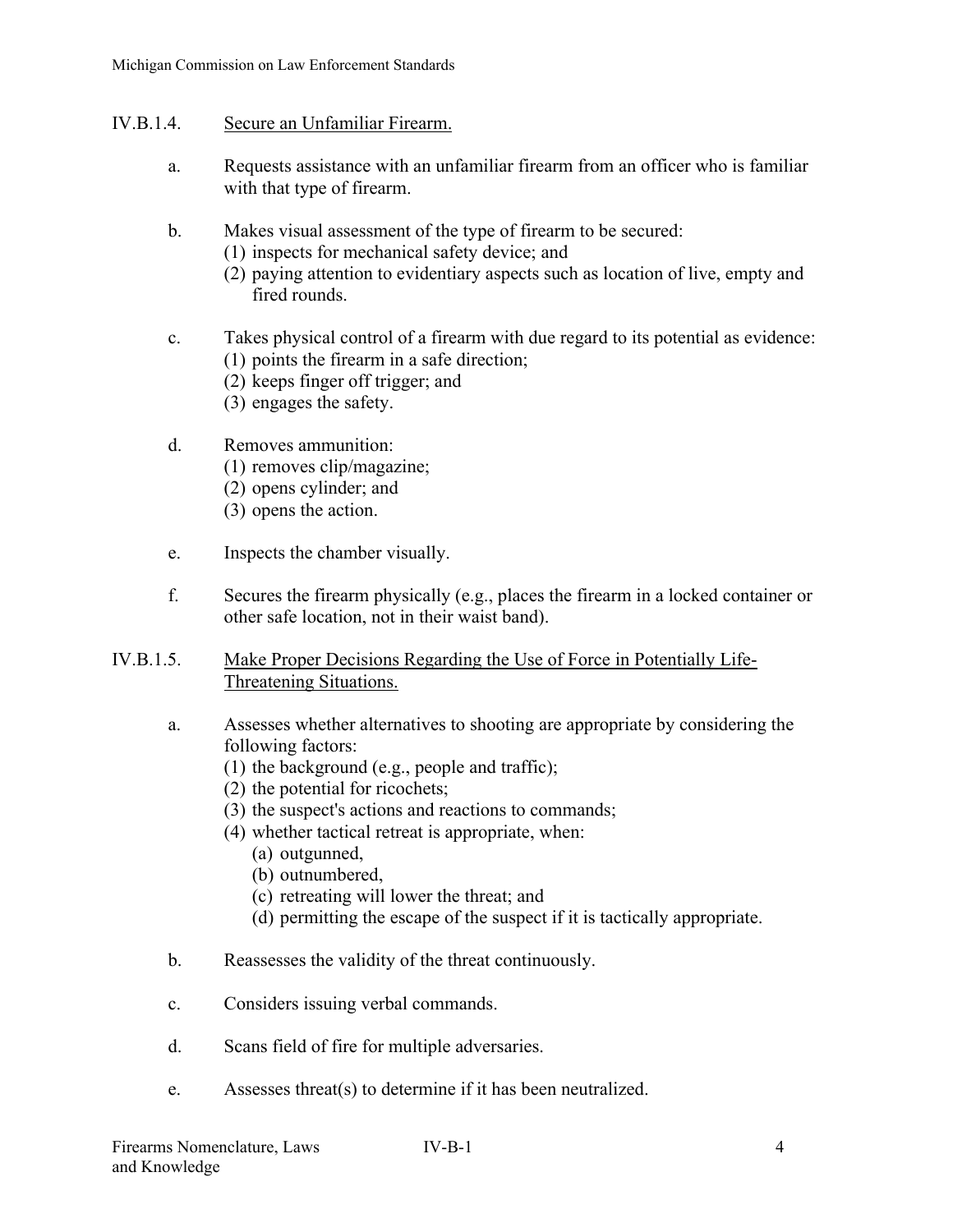IV.B.1.4. Secure an Unfamiliar Firearm.

a. Requests assistance with an unfamiliar firearm from an officer who is familiar with that type of firearm.

b. Makes visual assessment of the type of firearm to be secured:
   (1) inspects for mechanical safety device; and
   (2) paying attention to evidentiary aspects such as location of live, empty and fired rounds.

c. Takes physical control of a firearm with due regard to its potential as evidence:
   (1) points the firearm in a safe direction;
   (2) keeps finger off trigger; and
   (3) engages the safety.

d. Removes ammunition:
   (1) removes clip/magazine;
   (2) opens cylinder; and
   (3) opens the action.

e. Inspects the chamber visually.

f. Secures the firearm physically (e.g., places the firearm in a locked container or other safe location, not in their waist band).

IV.B.1.5. Make Proper Decisions Regarding the Use of Force in Potentially Life-Threatening Situations.

a. Assesses whether alternatives to shooting are appropriate by considering the following factors:
   (1) the background (e.g., people and traffic);
   (2) the potential for ricochets;
   (3) the suspect's actions and reactions to commands;
   (4) whether tactical retreat is appropriate, when:
      (a) outgunned,
      (b) outnumbered,
      (c) retreating will lower the threat; and
      (d) permitting the escape of the suspect if it is tactically appropriate.

b. Reassesses the validity of the threat continuously.

c. Considers issuing verbal commands.

d. Scans field of fire for multiple adversaries.

e. Assesses threat(s) to determine if it has been neutralized.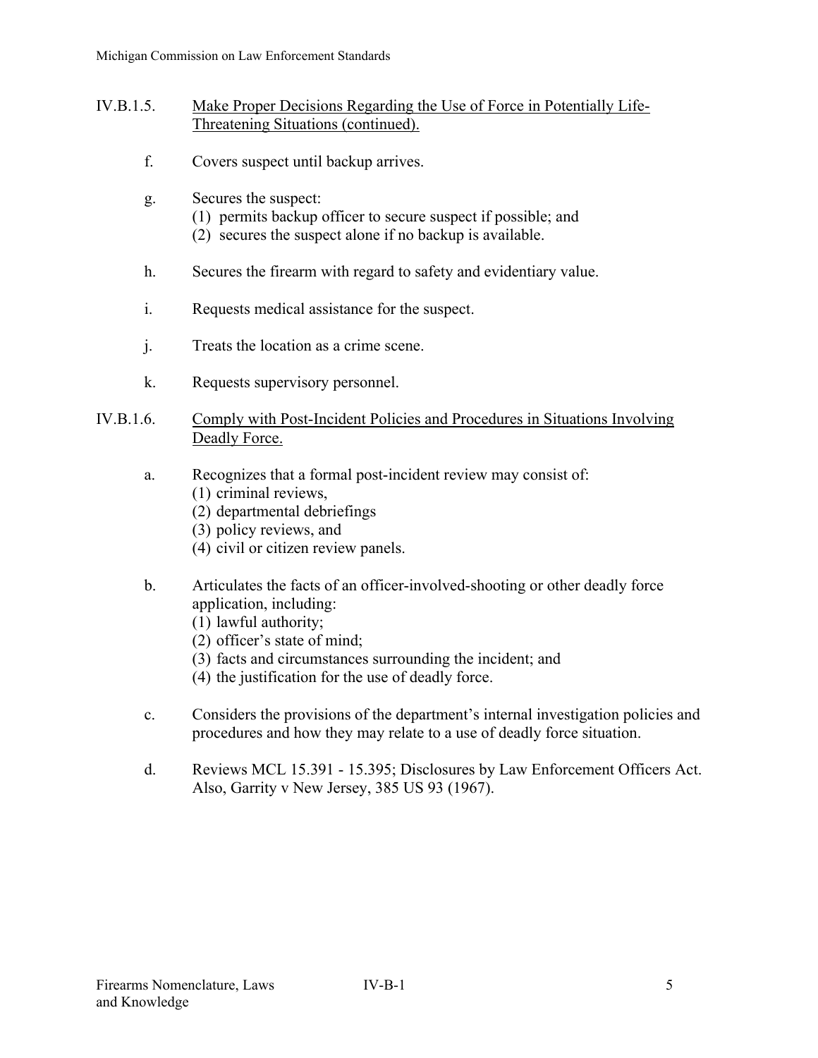## IV.B.1.5. Make Proper Decisions Regarding the Use of Force in Potentially Life-Threatening Situations (continued).

f. Covers suspect until backup arrives.

g. Secures the suspect:
   (1) permits backup officer to secure suspect if possible; and
   (2) secures the suspect alone if no backup is available.

h. Secures the firearm with regard to safety and evidentiary value.

i. Requests medical assistance for the suspect.

j. Treats the location as a crime scene.

k. Requests supervisory personnel.

## IV.B.1.6. Comply with Post-Incident Policies and Procedures in Situations Involving Deadly Force.

a. Recognizes that a formal post-incident review may consist of:
   (1) criminal reviews,
   (2) departmental debriefings
   (3) policy reviews, and
   (4) civil or citizen review panels.

b. Articulates the facts of an officer-involved-shooting or other deadly force application, including:
   (1) lawful authority;
   (2) officer's state of mind;
   (3) facts and circumstances surrounding the incident; and
   (4) the justification for the use of deadly force.

c. Considers the provisions of the department's internal investigation policies and procedures and how they may relate to a use of deadly force situation.

d. Reviews MCL 15.391 - 15.395; Disclosures by Law Enforcement Officers Act. Also, Garrity v New Jersey, 385 US 93 (1967).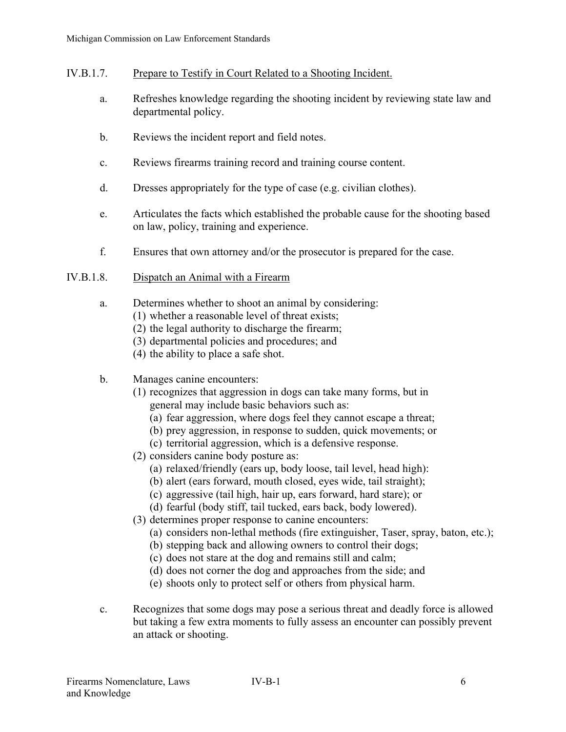## IV.B.1.7. Prepare to Testify in Court Related to a Shooting Incident.

a. Refreshes knowledge regarding the shooting incident by reviewing state law and departmental policy.

b. Reviews the incident report and field notes.

c. Reviews firearms training record and training course content.

d. Dresses appropriately for the type of case (e.g. civilian clothes).

e. Articulates the facts which established the probable cause for the shooting based on law, policy, training and experience.

f. Ensures that own attorney and/or the prosecutor is prepared for the case.

## IV.B.1.8. Dispatch an Animal with a Firearm

a. Determines whether to shoot an animal by considering:
   (1) whether a reasonable level of threat exists;
   (2) the legal authority to discharge the firearm;
   (3) departmental policies and procedures; and
   (4) the ability to place a safe shot.

b. Manages canine encounters:
   (1) recognizes that aggression in dogs can take many forms, but in general may include basic behaviors such as:
      (a) fear aggression, where dogs feel they cannot escape a threat;
      (b) prey aggression, in response to sudden, quick movements; or
      (c) territorial aggression, which is a defensive response.
   (2) considers canine body posture as:
      (a) relaxed/friendly (ears up, body loose, tail level, head high):
      (b) alert (ears forward, mouth closed, eyes wide, tail straight);
      (c) aggressive (tail high, hair up, ears forward, hard stare); or
      (d) fearful (body stiff, tail tucked, ears back, body lowered).
   (3) determines proper response to canine encounters:
      (a) considers non-lethal methods (fire extinguisher, Taser, spray, baton, etc.);
      (b) stepping back and allowing owners to control their dogs;
      (c) does not stare at the dog and remains still and calm;
      (d) does not corner the dog and approaches from the side; and
      (e) shoots only to protect self or others from physical harm.

c. Recognizes that some dogs may pose a serious threat and deadly force is allowed but taking a few extra moments to fully assess an encounter can possibly prevent an attack or shooting.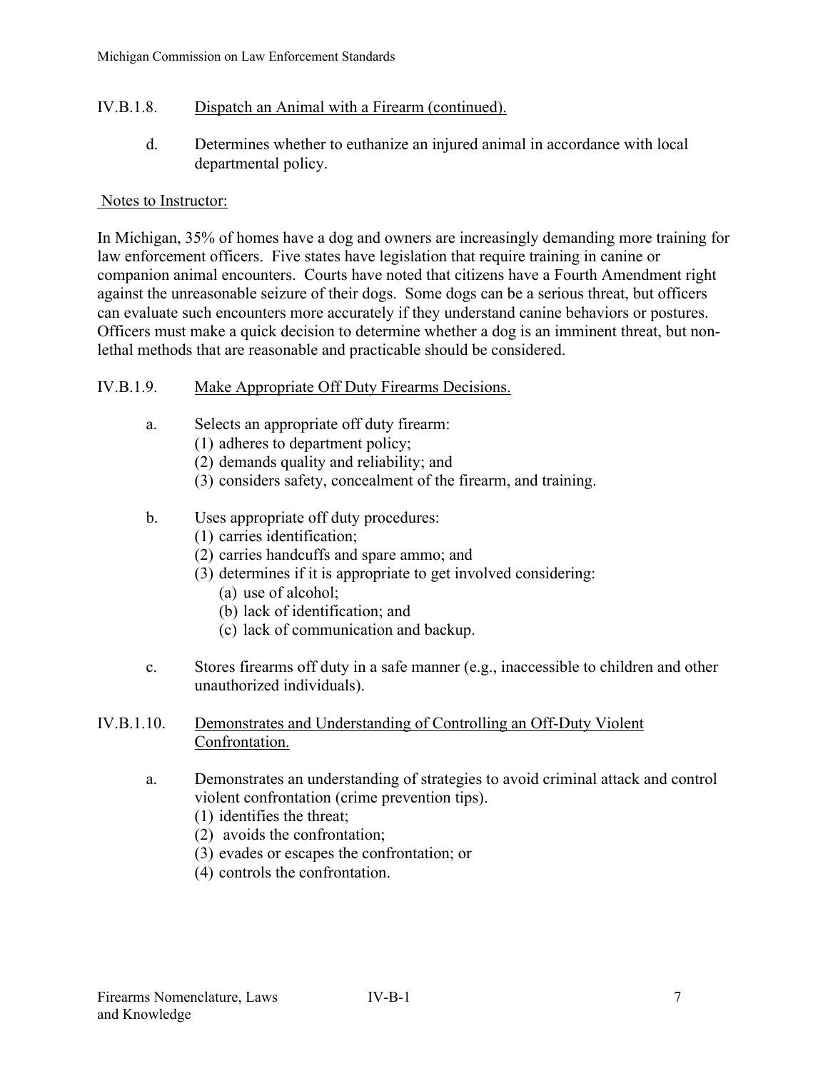## IV.B.1.8. Dispatch an Animal with a Firearm (continued).

d. Determines whether to euthanize an injured animal in accordance with local departmental policy.

Notes to Instructor:

In Michigan, 35% of homes have a dog and owners are increasingly demanding more training for law enforcement officers. Five states have legislation that require training in canine or companion animal encounters. Courts have noted that citizens have a Fourth Amendment right against the unreasonable seizure of their dogs. Some dogs can be a serious threat, but officers can evaluate such encounters more accurately if they understand canine behaviors or postures. Officers must make a quick decision to determine whether a dog is an imminent threat, but non-lethal methods that are reasonable and practicable should be considered.

## IV.B.1.9. Make Appropriate Off Duty Firearms Decisions.

a. Selects an appropriate off duty firearm:
   (1) adheres to department policy;
   (2) demands quality and reliability; and
   (3) considers safety, concealment of the firearm, and training.

b. Uses appropriate off duty procedures:
   (1) carries identification;
   (2) carries handcuffs and spare ammo; and
   (3) determines if it is appropriate to get involved considering:
      (a) use of alcohol;
      (b) lack of identification; and
      (c) lack of communication and backup.

c. Stores firearms off duty in a safe manner (e.g., inaccessible to children and other unauthorized individuals).

## IV.B.1.10. Demonstrates and Understanding of Controlling an Off-Duty Violent Confrontation.

a. Demonstrates an understanding of strategies to avoid criminal attack and control violent confrontation (crime prevention tips).
   (1) identifies the threat;
   (2) avoids the confrontation;
   (3) evades or escapes the confrontation; or
   (4) controls the confrontation.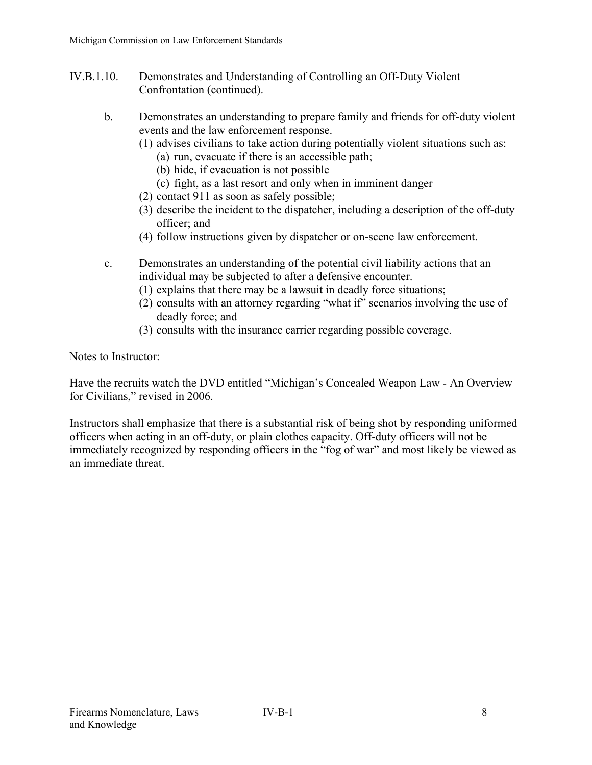IV.B.1.10. Demonstrates and Understanding of Controlling an Off-Duty Violent Confrontation (continued).

b. Demonstrates an understanding to prepare family and friends for off-duty violent events and the law enforcement response.
   (1) advises civilians to take action during potentially violent situations such as:
      (a) run, evacuate if there is an accessible path;
      (b) hide, if evacuation is not possible
      (c) fight, as a last resort and only when in imminent danger
   (2) contact 911 as soon as safely possible;
   (3) describe the incident to the dispatcher, including a description of the off-duty officer; and
   (4) follow instructions given by dispatcher or on-scene law enforcement.

c. Demonstrates an understanding of the potential civil liability actions that an individual may be subjected to after a defensive encounter.
   (1) explains that there may be a lawsuit in deadly force situations;
   (2) consults with an attorney regarding "what if" scenarios involving the use of deadly force; and
   (3) consults with the insurance carrier regarding possible coverage.

Notes to Instructor:

Have the recruits watch the DVD entitled "Michigan's Concealed Weapon Law - An Overview for Civilians," revised in 2006.

Instructors shall emphasize that there is a substantial risk of being shot by responding uniformed officers when acting in an off-duty, or plain clothes capacity. Off-duty officers will not be immediately recognized by responding officers in the "fog of war" and most likely be viewed as an immediate threat.